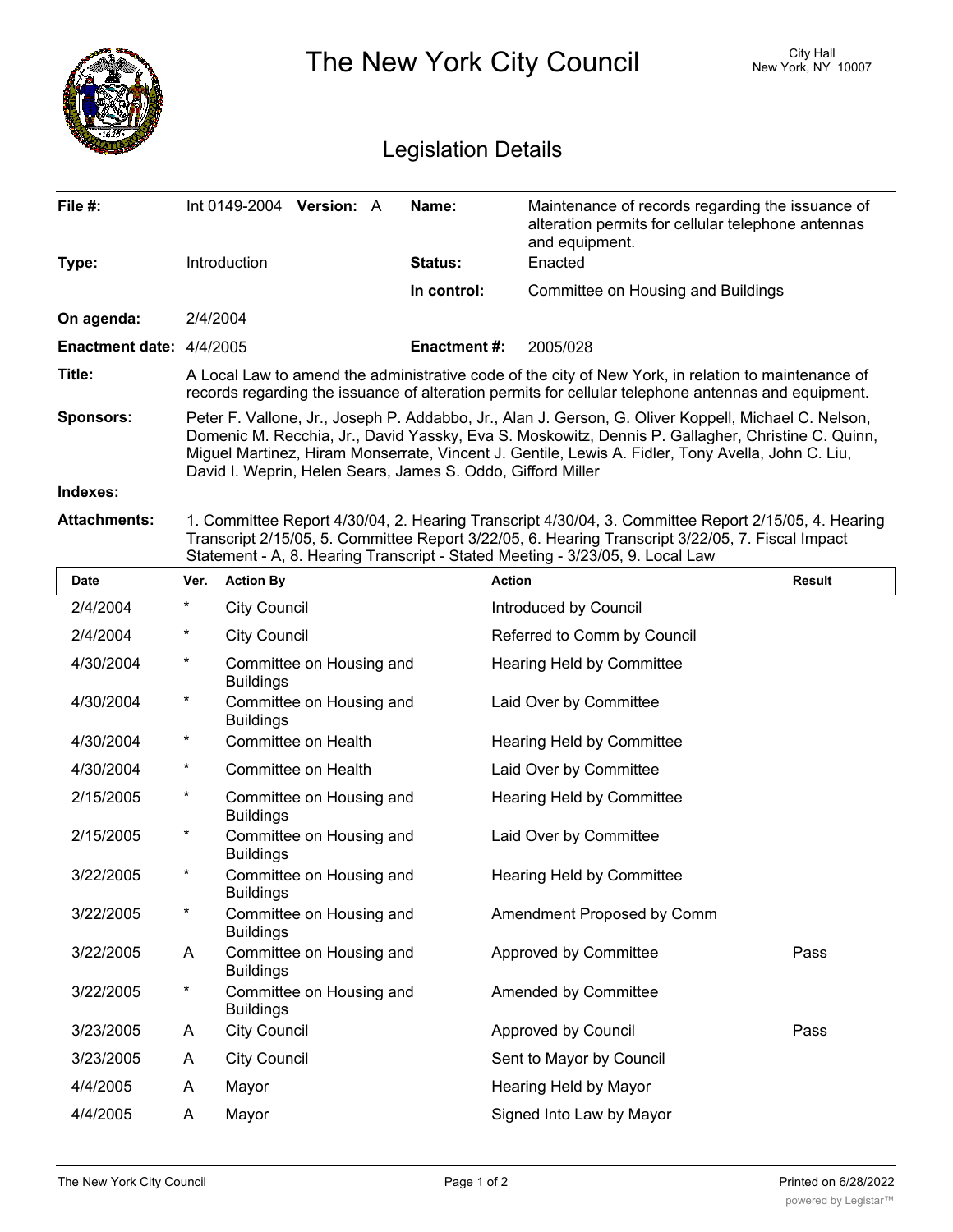# The New York City Council

City Hall
New York, NY 10007

## Legislation Details

| | | | |
|---|---|---|---|
| **File #:** | Int 0149-2004 **Version:** A | **Name:** | Maintenance of records regarding the issuance of alteration permits for cellular telephone antennas and equipment. |
| **Type:** | Introduction | **Status:** | Enacted |
| | | **In control:** | Committee on Housing and Buildings |
| **On agenda:** | 2/4/2004 | | |
| **Enactment date:** | 4/4/2005 | **Enactment #:** | 2005/028 |

**Title:** A Local Law to amend the administrative code of the city of New York, in relation to maintenance of records regarding the issuance of alteration permits for cellular telephone antennas and equipment.

**Sponsors:** Peter F. Vallone, Jr., Joseph P. Addabbo, Jr., Alan J. Gerson, G. Oliver Koppell, Michael C. Nelson, Domenic M. Recchia, Jr., David Yassky, Eva S. Moskowitz, Dennis P. Gallagher, Christine C. Quinn, Miguel Martinez, Hiram Monserrate, Vincent J. Gentile, Lewis A. Fidler, Tony Avella, John C. Liu, David I. Weprin, Helen Sears, James S. Oddo, Gifford Miller

**Indexes:**

**Attachments:** 1. Committee Report 4/30/04, 2. Hearing Transcript 4/30/04, 3. Committee Report 2/15/05, 4. Hearing Transcript 2/15/05, 5. Committee Report 3/22/05, 6. Hearing Transcript 3/22/05, 7. Fiscal Impact Statement - A, 8. Hearing Transcript - Stated Meeting - 3/23/05, 9. Local Law

| Date | Ver. | Action By | Action | Result |
|---|---|---|---|---|
| 2/4/2004 | * | City Council | Introduced by Council | |
| 2/4/2004 | * | City Council | Referred to Comm by Council | |
| 4/30/2004 | * | Committee on Housing and Buildings | Hearing Held by Committee | |
| 4/30/2004 | * | Committee on Housing and Buildings | Laid Over by Committee | |
| 4/30/2004 | * | Committee on Health | Hearing Held by Committee | |
| 4/30/2004 | * | Committee on Health | Laid Over by Committee | |
| 2/15/2005 | * | Committee on Housing and Buildings | Hearing Held by Committee | |
| 2/15/2005 | * | Committee on Housing and Buildings | Laid Over by Committee | |
| 3/22/2005 | * | Committee on Housing and Buildings | Hearing Held by Committee | |
| 3/22/2005 | * | Committee on Housing and Buildings | Amendment Proposed by Comm | |
| 3/22/2005 | A | Committee on Housing and Buildings | Approved by Committee | Pass |
| 3/22/2005 | * | Committee on Housing and Buildings | Amended by Committee | |
| 3/23/2005 | A | City Council | Approved by Council | Pass |
| 3/23/2005 | A | City Council | Sent to Mayor by Council | |
| 4/4/2005 | A | Mayor | Hearing Held by Mayor | |
| 4/4/2005 | A | Mayor | Signed Into Law by Mayor | |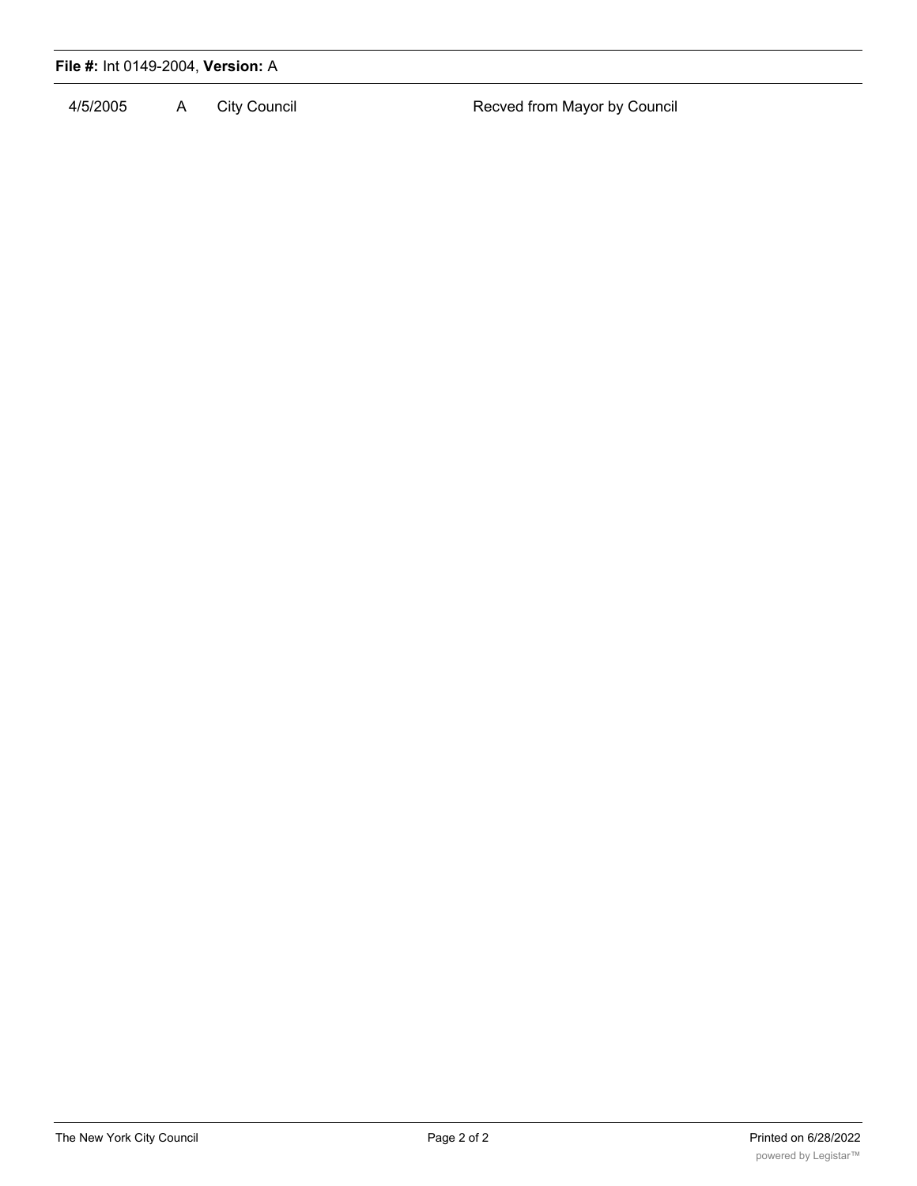**File #:** Int 0149-2004, **Version:** A

| | | | |
|---|---|---|---|
| 4/5/2005 | A | City Council | Recved from Mayor by Council |